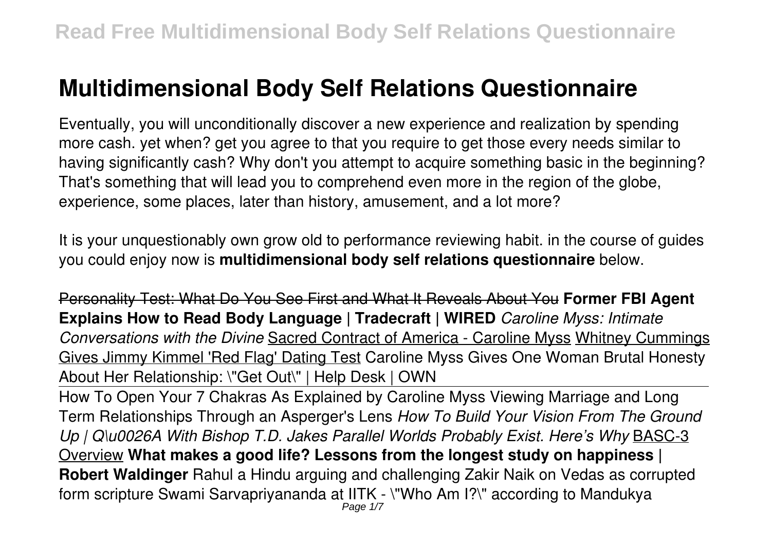# Multidimensional Body Self Relations Questionnaire

Eventually, you will unconditionally discover a new experience and realization by spending more cash. yet when? get you agree to that you require to get those every needs similar to having significantly cash? Why don't you attempt to acquire something basic in the beginning? That's something that will lead you to comprehend even more in the region of the globe, experience, some places, later than history, amusement, and a lot more?

It is your unquestionably own grow old to performance reviewing habit. in the course of guides you could enjoy now is **multidimensional body self relations questionnaire** below.

Personality Test: What Do You See First and What It Reveals About You **Former FBI Agent Explains How to Read Body Language | Tradecraft | WIRED** *Caroline Myss: Intimate Conversations with the Divine* Sacred Contract of America - Caroline Myss Whitney Cummings Gives Jimmy Kimmel 'Red Flag' Dating Test Caroline Myss Gives One Woman Brutal Honesty About Her Relationship: \"Get Out\" | Help Desk | OWN

How To Open Your 7 Chakras As Explained by Caroline Myss Viewing Marriage and Long Term Relationships Through an Asperger's Lens *How To Build Your Vision From The Ground Up | Q\u0026A With Bishop T.D. Jakes* *Parallel Worlds Probably Exist. Here's Why* BASC-3 Overview **What makes a good life? Lessons from the longest study on happiness | Robert Waldinger** Rahul a Hindu arguing and challenging Zakir Naik on Vedas as corrupted form scripture Swami Sarvapriyananda at IITK - \"Who Am I?\" according to Mandukya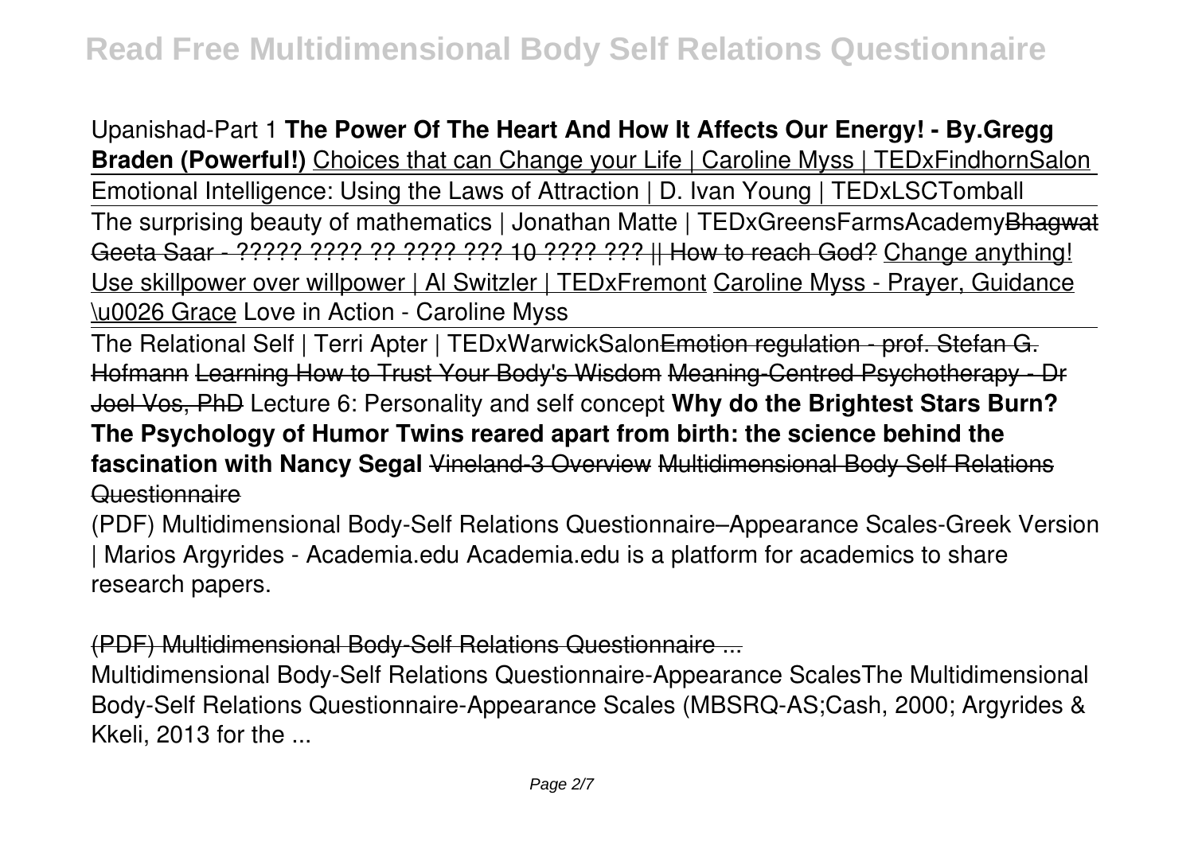Upanishad-Part 1 **The Power Of The Heart And How It Affects Our Energy! - By.Gregg Braden (Powerful!)** Choices that can Change your Life | Caroline Myss | TEDxFindhornSalon Emotional Intelligence: Using the Laws of Attraction | D. Ivan Young | TEDxLSCTomball The surprising beauty of mathematics | Jonathan Matte | TEDxGreensFarmsAcademy ~~Bhagwat Geeta Saar - ????? ???? ?? ???? ??? 10 ???? ??? || How to reach God?~~ Change anything! Use skillpower over willpower | Al Switzler | TEDxFremont Caroline Myss - Prayer, Guidance \u0026 Grace Love in Action - Caroline Myss

The Relational Self | Terri Apter | TEDxWarwickSalon ~~Emotion regulation - prof. Stefan G. Hofmann~~ ~~Learning How to Trust Your Body's Wisdom~~ ~~Meaning-Centred Psychotherapy - Dr Joel Vos, PhD~~ Lecture 6: Personality and self concept **Why do the Brightest Stars Burn? The Psychology of Humor** **Twins reared apart from birth: the science behind the fascination with Nancy Segal** ~~Vineland-3 Overview~~ ~~Multidimensional Body Self Relations Questionnaire~~

(PDF) Multidimensional Body-Self Relations Questionnaire–Appearance Scales-Greek Version | Marios Argyrides - Academia.edu Academia.edu is a platform for academics to share research papers.

(PDF) Multidimensional Body-Self Relations Questionnaire ...

Multidimensional Body-Self Relations Questionnaire-Appearance ScalesThe Multidimensional Body-Self Relations Questionnaire-Appearance Scales (MBSRQ-AS;Cash, 2000; Argyrides & Kkeli, 2013 for the ...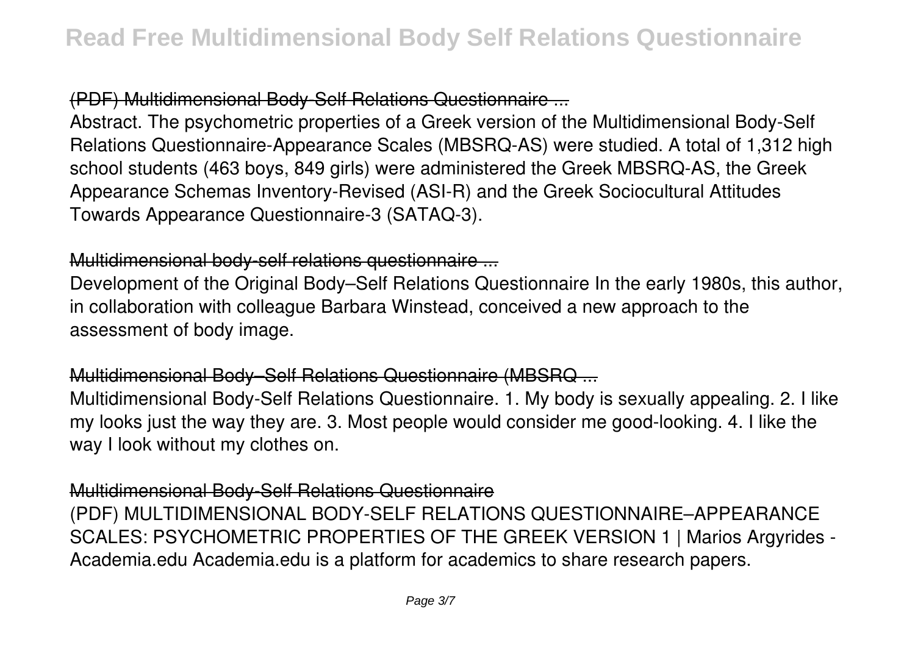## (PDF) Multidimensional Body-Self Relations Questionnaire ...

Abstract. The psychometric properties of a Greek version of the Multidimensional Body-Self Relations Questionnaire-Appearance Scales (MBSRQ-AS) were studied. A total of 1,312 high school students (463 boys, 849 girls) were administered the Greek MBSRQ-AS, the Greek Appearance Schemas Inventory-Revised (ASI-R) and the Greek Sociocultural Attitudes Towards Appearance Questionnaire-3 (SATAQ-3).

## Multidimensional body-self relations questionnaire ...

Development of the Original Body–Self Relations Questionnaire In the early 1980s, this author, in collaboration with colleague Barbara Winstead, conceived a new approach to the assessment of body image.

## Multidimensional Body–Self Relations Questionnaire (MBSRQ ...

Multidimensional Body-Self Relations Questionnaire. 1. My body is sexually appealing. 2. I like my looks just the way they are. 3. Most people would consider me good-looking. 4. I like the way I look without my clothes on.

## Multidimensional Body-Self Relations Questionnaire

(PDF) MULTIDIMENSIONAL BODY-SELF RELATIONS QUESTIONNAIRE–APPEARANCE SCALES: PSYCHOMETRIC PROPERTIES OF THE GREEK VERSION 1 | Marios Argyrides - Academia.edu Academia.edu is a platform for academics to share research papers.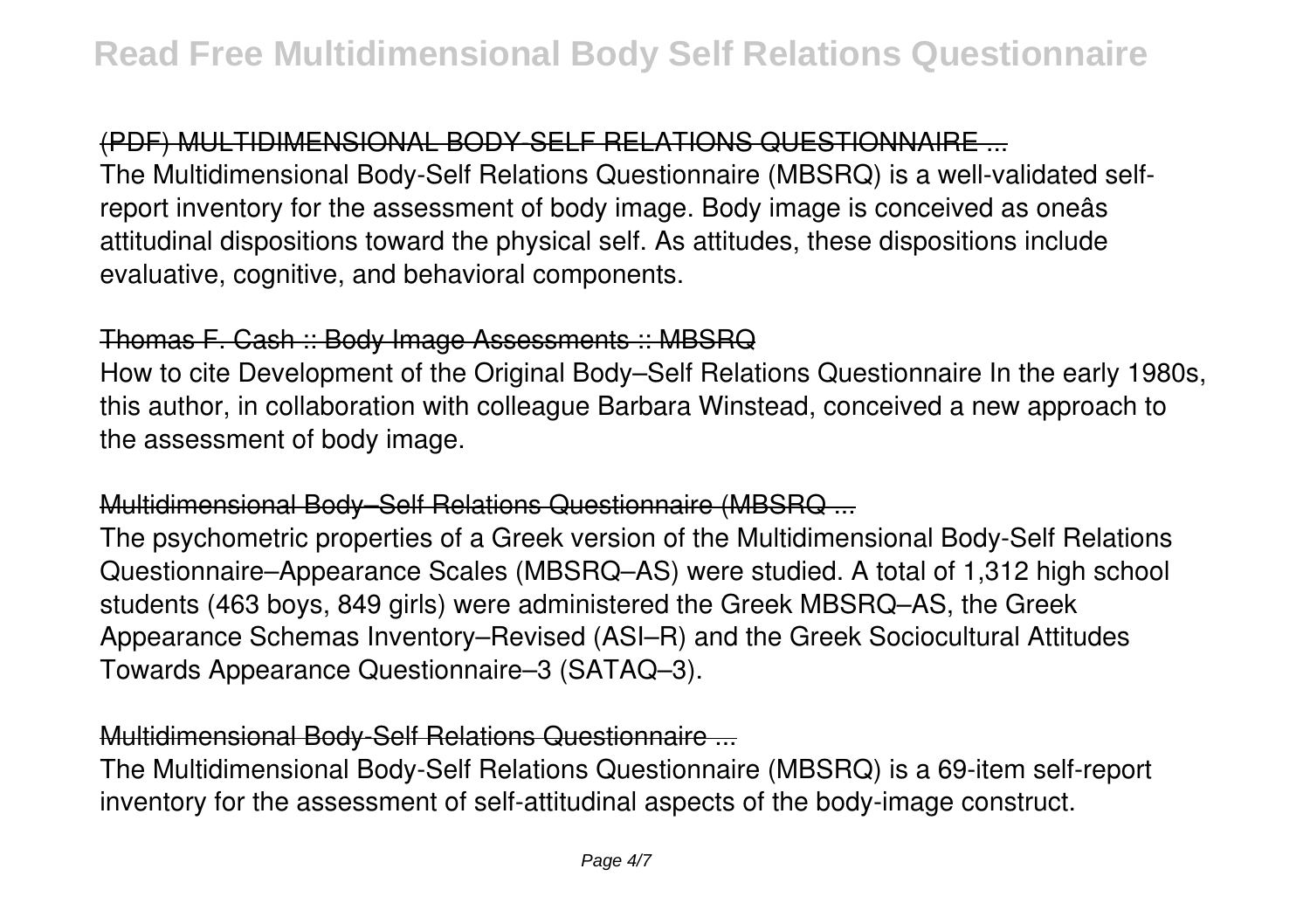(PDF) MULTIDIMENSIONAL BODY-SELF RELATIONS QUESTIONNAIRE ...

The Multidimensional Body-Self Relations Questionnaire (MBSRQ) is a well-validated self-report inventory for the assessment of body image. Body image is conceived as oneâs attitudinal dispositions toward the physical self. As attitudes, these dispositions include evaluative, cognitive, and behavioral components.

Thomas F. Cash :: Body Image Assessments :: MBSRQ

How to cite Development of the Original Body–Self Relations Questionnaire In the early 1980s, this author, in collaboration with colleague Barbara Winstead, conceived a new approach to the assessment of body image.

Multidimensional Body–Self Relations Questionnaire (MBSRQ ...

The psychometric properties of a Greek version of the Multidimensional Body-Self Relations Questionnaire–Appearance Scales (MBSRQ–AS) were studied. A total of 1,312 high school students (463 boys, 849 girls) were administered the Greek MBSRQ–AS, the Greek Appearance Schemas Inventory–Revised (ASI–R) and the Greek Sociocultural Attitudes Towards Appearance Questionnaire–3 (SATAQ–3).

Multidimensional Body-Self Relations Questionnaire ...

The Multidimensional Body-Self Relations Questionnaire (MBSRQ) is a 69-item self-report inventory for the assessment of self-attitudinal aspects of the body-image construct.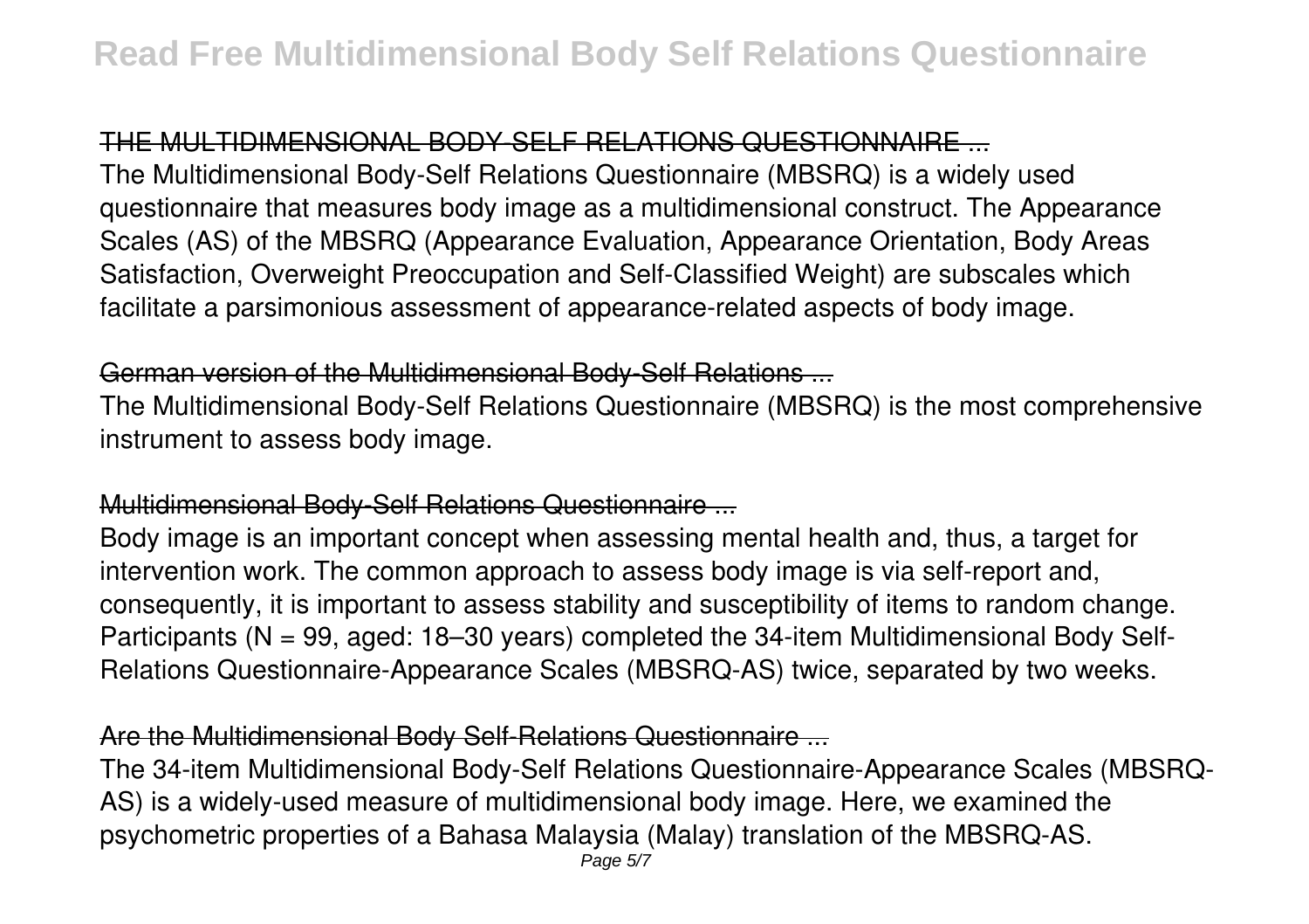## THE MULTIDIMENSIONAL BODY-SELF RELATIONS QUESTIONNAIRE ...

The Multidimensional Body-Self Relations Questionnaire (MBSRQ) is a widely used questionnaire that measures body image as a multidimensional construct. The Appearance Scales (AS) of the MBSRQ (Appearance Evaluation, Appearance Orientation, Body Areas Satisfaction, Overweight Preoccupation and Self-Classified Weight) are subscales which facilitate a parsimonious assessment of appearance-related aspects of body image.

## German version of the Multidimensional Body-Self Relations ...

The Multidimensional Body-Self Relations Questionnaire (MBSRQ) is the most comprehensive instrument to assess body image.

## Multidimensional Body-Self Relations Questionnaire ...

Body image is an important concept when assessing mental health and, thus, a target for intervention work. The common approach to assess body image is via self-report and, consequently, it is important to assess stability and susceptibility of items to random change. Participants (N = 99, aged: 18–30 years) completed the 34-item Multidimensional Body Self-Relations Questionnaire-Appearance Scales (MBSRQ-AS) twice, separated by two weeks.

## Are the Multidimensional Body Self-Relations Questionnaire ...

The 34-item Multidimensional Body-Self Relations Questionnaire-Appearance Scales (MBSRQ-AS) is a widely-used measure of multidimensional body image. Here, we examined the psychometric properties of a Bahasa Malaysia (Malay) translation of the MBSRQ-AS.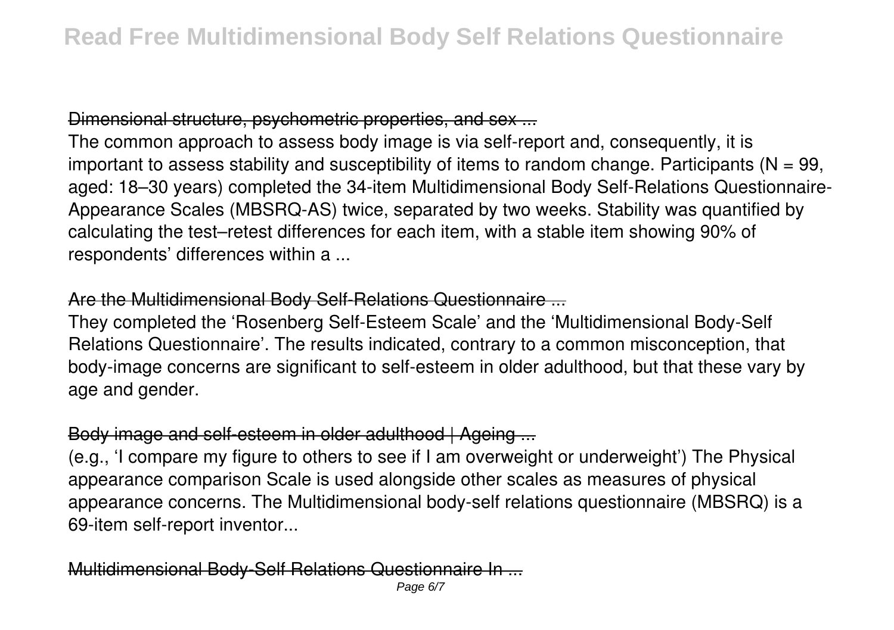Dimensional structure, psychometric properties, and sex ...

The common approach to assess body image is via self-report and, consequently, it is important to assess stability and susceptibility of items to random change. Participants ($N = 99$, aged: 18–30 years) completed the 34-item Multidimensional Body Self-Relations Questionnaire-Appearance Scales (MBSRQ-AS) twice, separated by two weeks. Stability was quantified by calculating the test–retest differences for each item, with a stable item showing 90% of respondents' differences within a ...

Are the Multidimensional Body Self-Relations Questionnaire ...

They completed the 'Rosenberg Self-Esteem Scale' and the 'Multidimensional Body-Self Relations Questionnaire'. The results indicated, contrary to a common misconception, that body-image concerns are significant to self-esteem in older adulthood, but that these vary by age and gender.

Body image and self-esteem in older adulthood | Ageing ...

(e.g., 'I compare my figure to others to see if I am overweight or underweight') The Physical appearance comparison Scale is used alongside other scales as measures of physical appearance concerns. The Multidimensional body-self relations questionnaire (MBSRQ) is a 69-item self-report inventor...

Multidimensional Body-Self Relations Questionnaire In ...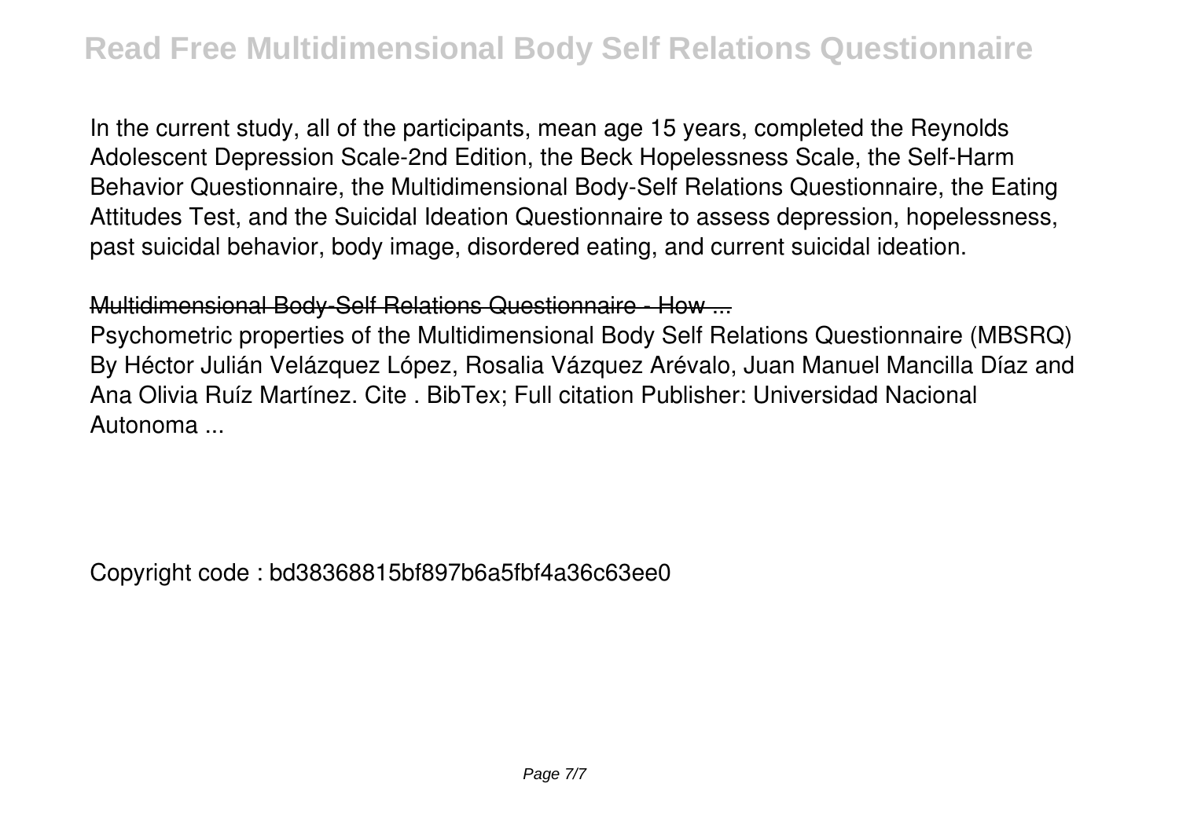In the current study, all of the participants, mean age 15 years, completed the Reynolds Adolescent Depression Scale-2nd Edition, the Beck Hopelessness Scale, the Self-Harm Behavior Questionnaire, the Multidimensional Body-Self Relations Questionnaire, the Eating Attitudes Test, and the Suicidal Ideation Questionnaire to assess depression, hopelessness, past suicidal behavior, body image, disordered eating, and current suicidal ideation.

Multidimensional Body-Self Relations Questionnaire - How ...

Psychometric properties of the Multidimensional Body Self Relations Questionnaire (MBSRQ) By Héctor Julián Velázquez López, Rosalia Vázquez Arévalo, Juan Manuel Mancilla Díaz and Ana Olivia Ruíz Martínez. Cite . BibTex; Full citation Publisher: Universidad Nacional Autonoma ...

Copyright code : bd38368815bf897b6a5fbf4a36c63ee0